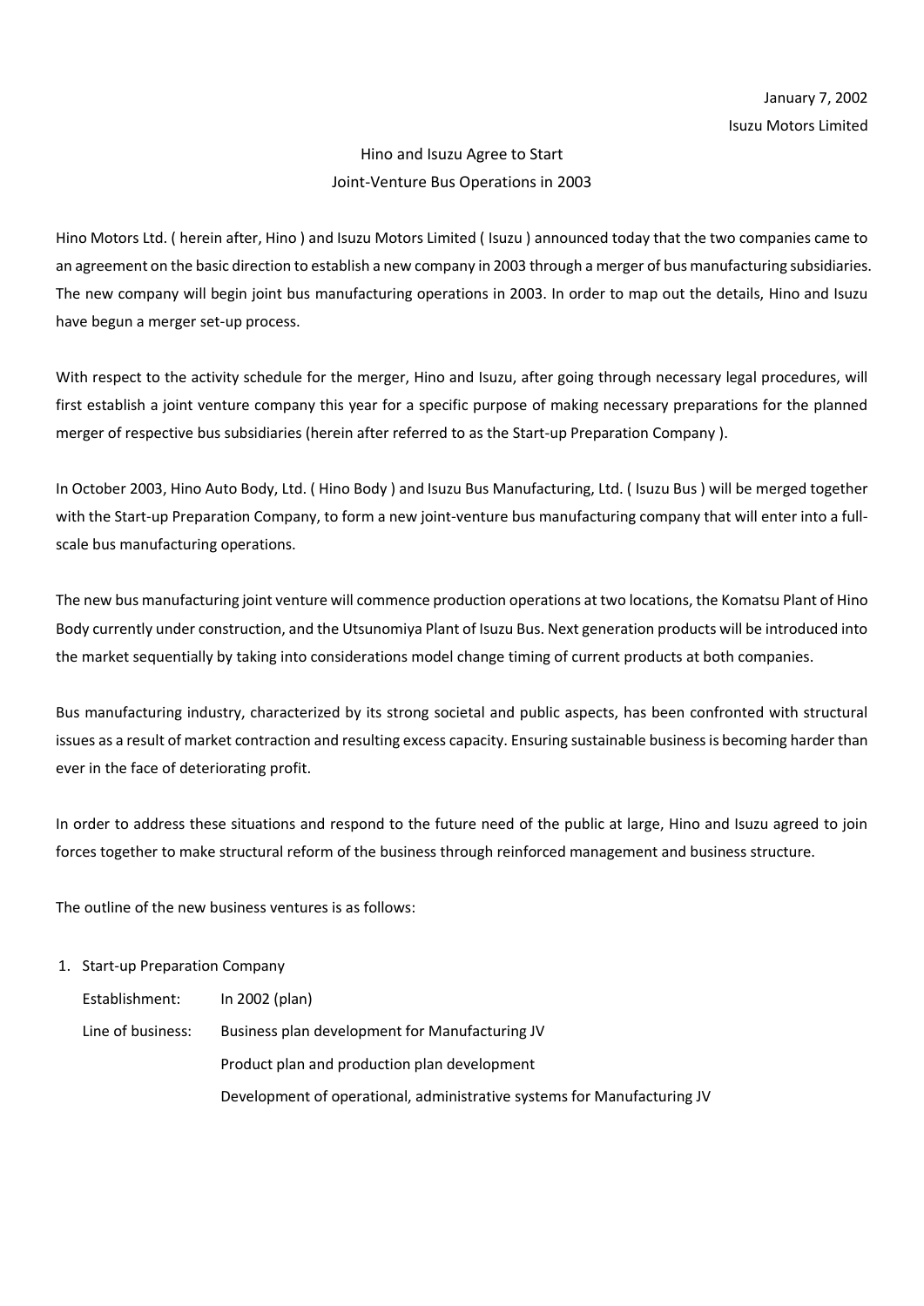January 7, 2002

Isuzu Motors Limited

# Hino and Isuzu Agree to Start Joint-Venture Bus Operations in 2003

Hino Motors Ltd. ( herein after, Hino ) and Isuzu Motors Limited ( Isuzu ) announced today that the two companies came to an agreement on the basic direction to establish a new company in 2003 through a merger of bus manufacturing subsidiaries. The new company will begin joint bus manufacturing operations in 2003. In order to map out the details, Hino and Isuzu have begun a merger set-up process.

With respect to the activity schedule for the merger, Hino and Isuzu, after going through necessary legal procedures, will first establish a joint venture company this year for a specific purpose of making necessary preparations for the planned merger of respective bus subsidiaries (herein after referred to as the Start-up Preparation Company ).

In October 2003, Hino Auto Body, Ltd. ( Hino Body ) and Isuzu Bus Manufacturing, Ltd. ( Isuzu Bus ) will be merged together with the Start-up Preparation Company, to form a new joint-venture bus manufacturing company that will enter into a full-scale bus manufacturing operations.

The new bus manufacturing joint venture will commence production operations at two locations, the Komatsu Plant of Hino Body currently under construction, and the Utsunomiya Plant of Isuzu Bus. Next generation products will be introduced into the market sequentially by taking into considerations model change timing of current products at both companies.

Bus manufacturing industry, characterized by its strong societal and public aspects, has been confronted with structural issues as a result of market contraction and resulting excess capacity. Ensuring sustainable business is becoming harder than ever in the face of deteriorating profit.

In order to address these situations and respond to the future need of the public at large, Hino and Isuzu agreed to join forces together to make structural reform of the business through reinforced management and business structure.

The outline of the new business ventures is as follows:

1. Start-up Preparation Company

   Establishment: In 2002 (plan)

   Line of business: Business plan development for Manufacturing JV

   Product plan and production plan development

   Development of operational, administrative systems for Manufacturing JV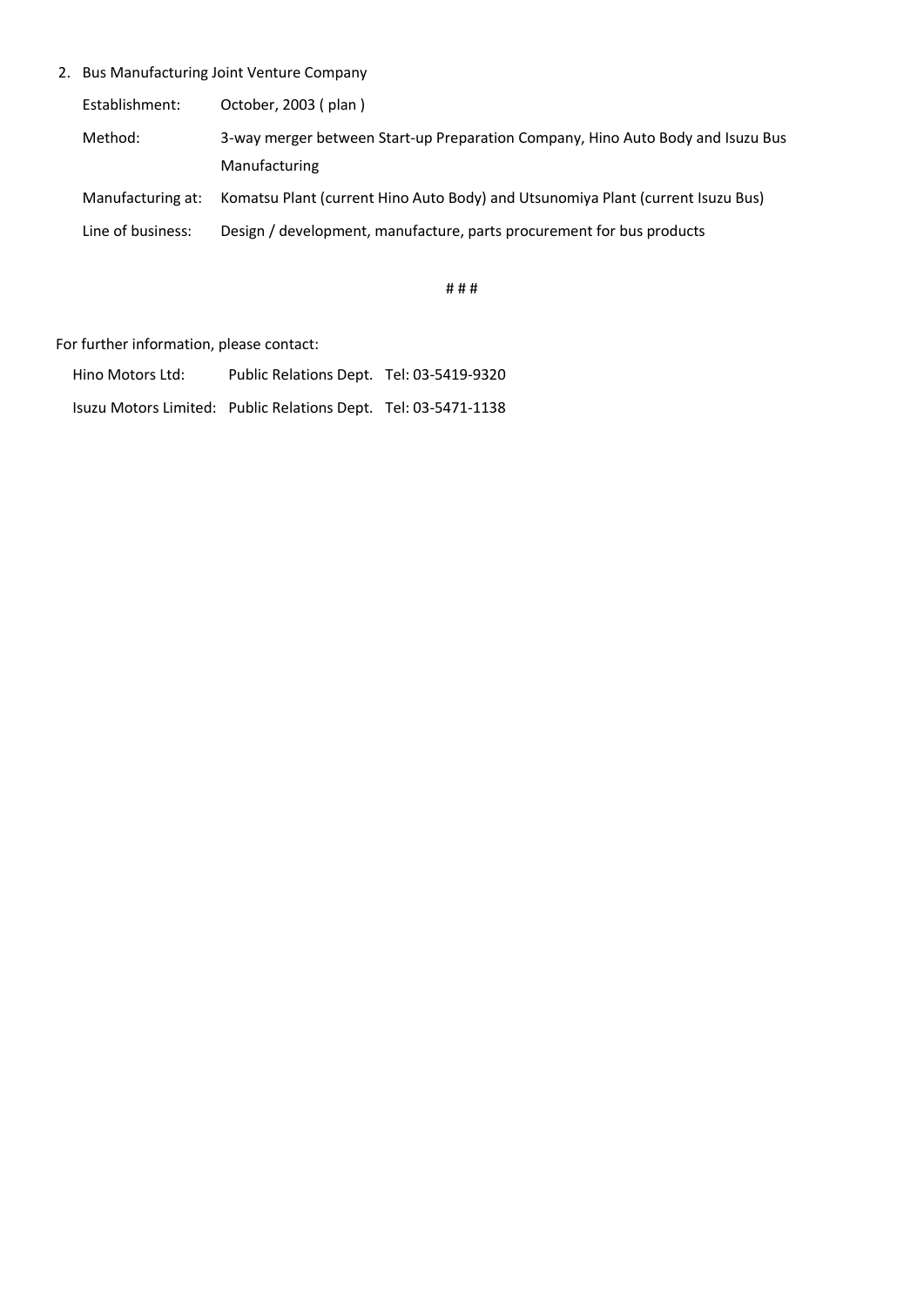2. Bus Manufacturing Joint Venture Company

| | |
|---|---|
| Establishment: | October, 2003 ( plan ) |
| Method: | 3-way merger between Start-up Preparation Company, Hino Auto Body and Isuzu Bus Manufacturing |
| Manufacturing at: | Komatsu Plant (current Hino Auto Body) and Utsunomiya Plant (current Isuzu Bus) |
| Line of business: | Design / development, manufacture, parts procurement for bus products |

# # #

For further information, please contact:

| | | |
|---|---|---|
| Hino Motors Ltd: | Public Relations Dept. | Tel: 03-5419-9320 |
| Isuzu Motors Limited: | Public Relations Dept. | Tel: 03-5471-1138 |